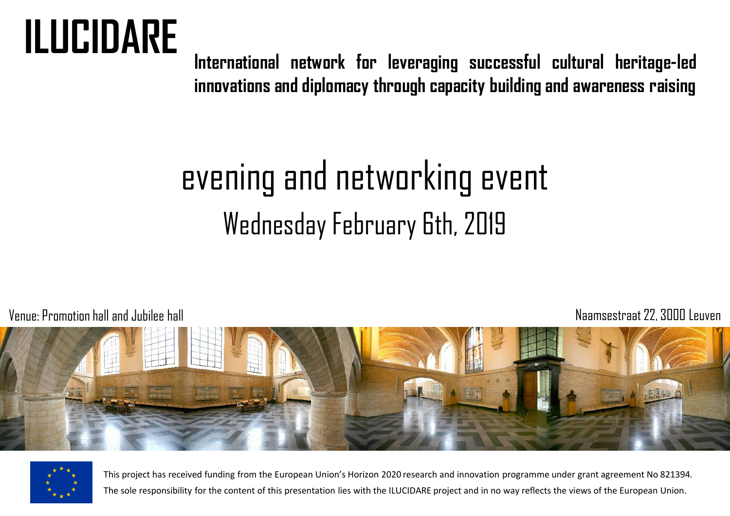# ILUCIDARE

**International network for leveraging successful cultural heritage-led innovations and diplomacy through capacity building and awareness raising**

## evening and networking event

## Wednesday February 6th, 2019

Venue: Promotion hall and Jubilee hall

Naamsestraat 22, 3000 Leuven

This project has received funding from the European Union's Horizon 2020 research and innovation programme under grant agreement No 821394.

The sole responsibility for the content of this presentation lies with the ILUCIDARE project and in no way reflects the views of the European Union.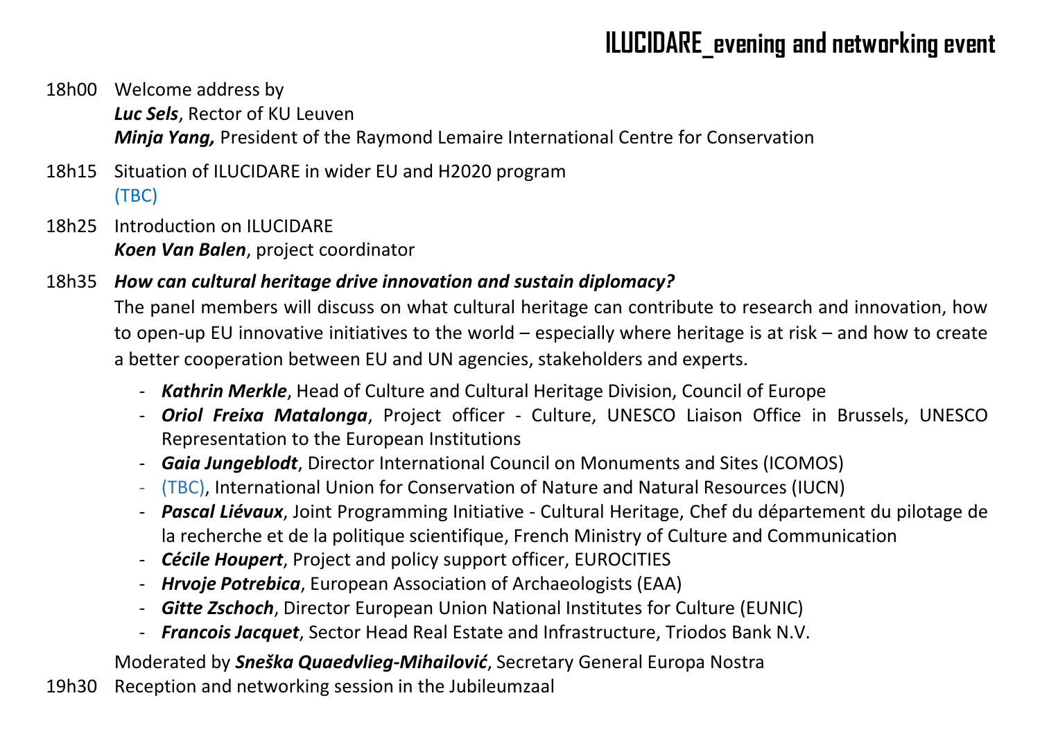# ILUCIDARE_evening and networking event

18h00 Welcome address by

***Luc Sels***, Rector of KU Leuven

***Minja Yang,*** President of the Raymond Lemaire International Centre for Conservation

18h15 Situation of ILUCIDARE in wider EU and H2020 program

(TBC)

18h25 Introduction on ILUCIDARE

***Koen Van Balen***, project coordinator

18h35 ***How can cultural heritage drive innovation and sustain diplomacy?***

The panel members will discuss on what cultural heritage can contribute to research and innovation, how to open-up EU innovative initiatives to the world – especially where heritage is at risk – and how to create a better cooperation between EU and UN agencies, stakeholders and experts.

- ***Kathrin Merkle***, Head of Culture and Cultural Heritage Division, Council of Europe
- ***Oriol Freixa Matalonga***, Project officer - Culture, UNESCO Liaison Office in Brussels, UNESCO Representation to the European Institutions
- ***Gaia Jungeblodt***, Director International Council on Monuments and Sites (ICOMOS)
- (TBC), International Union for Conservation of Nature and Natural Resources (IUCN)
- ***Pascal Liévaux***, Joint Programming Initiative - Cultural Heritage, Chef du département du pilotage de la recherche et de la politique scientifique, French Ministry of Culture and Communication
- ***Cécile Houpert***, Project and policy support officer, EUROCITIES
- ***Hrvoje Potrebica***, European Association of Archaeologists (EAA)
- ***Gitte Zschoch***, Director European Union National Institutes for Culture (EUNIC)
- ***Francois Jacquet***, Sector Head Real Estate and Infrastructure, Triodos Bank N.V.

Moderated by ***Sneška Quaedvlieg-Mihailović***, Secretary General Europa Nostra

19h30 Reception and networking session in the Jubileumzaal